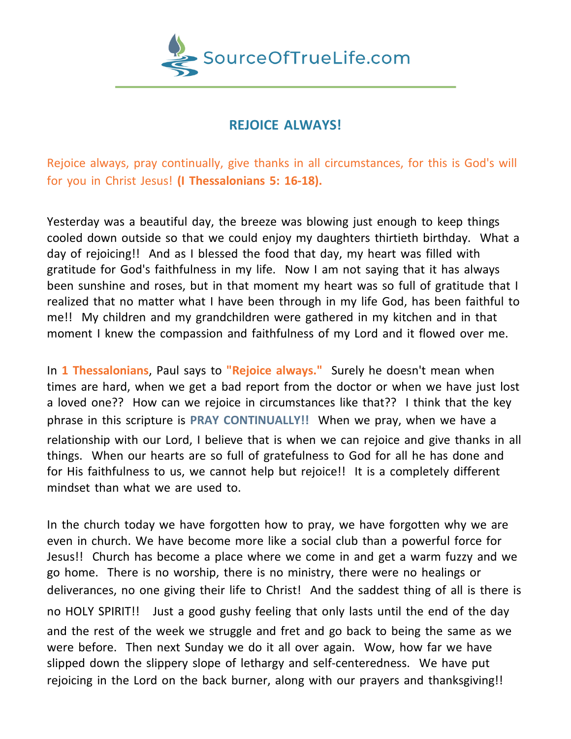SourceOfTrueLife.com

# REJOICE ALWAYS!

Rejoice always, pray continually, give thanks in all circumstances, for this is God's will for you in Christ Jesus! **(I Thessalonians 5: 16-18).**

Yesterday was a beautiful day, the breeze was blowing just enough to keep things cooled down outside so that we could enjoy my daughters thirtieth birthday. What a day of rejoicing!! And as I blessed the food that day, my heart was filled with gratitude for God's faithfulness in my life. Now I am not saying that it has always been sunshine and roses, but in that moment my heart was so full of gratitude that I realized that no matter what I have been through in my life God, has been faithful to me!! My children and my grandchildren were gathered in my kitchen and in that moment I knew the compassion and faithfulness of my Lord and it flowed over me.

In **1 Thessalonians**, Paul says to **"Rejoice always."** Surely he doesn't mean when times are hard, when we get a bad report from the doctor or when we have just lost a loved one?? How can we rejoice in circumstances like that?? I think that the key phrase in this scripture is **PRAY CONTINUALLY!!** When we pray, when we have a relationship with our Lord, I believe that is when we can rejoice and give thanks in all things. When our hearts are so full of gratefulness to God for all he has done and for His faithfulness to us, we cannot help but rejoice!! It is a completely different mindset than what we are used to.

In the church today we have forgotten how to pray, we have forgotten why we are even in church. We have become more like a social club than a powerful force for Jesus!! Church has become a place where we come in and get a warm fuzzy and we go home. There is no worship, there is no ministry, there were no healings or deliverances, no one giving their life to Christ! And the saddest thing of all is there is no HOLY SPIRIT!! Just a good gushy feeling that only lasts until the end of the day and the rest of the week we struggle and fret and go back to being the same as we were before. Then next Sunday we do it all over again. Wow, how far we have slipped down the slippery slope of lethargy and self-centeredness. We have put rejoicing in the Lord on the back burner, along with our prayers and thanksgiving!!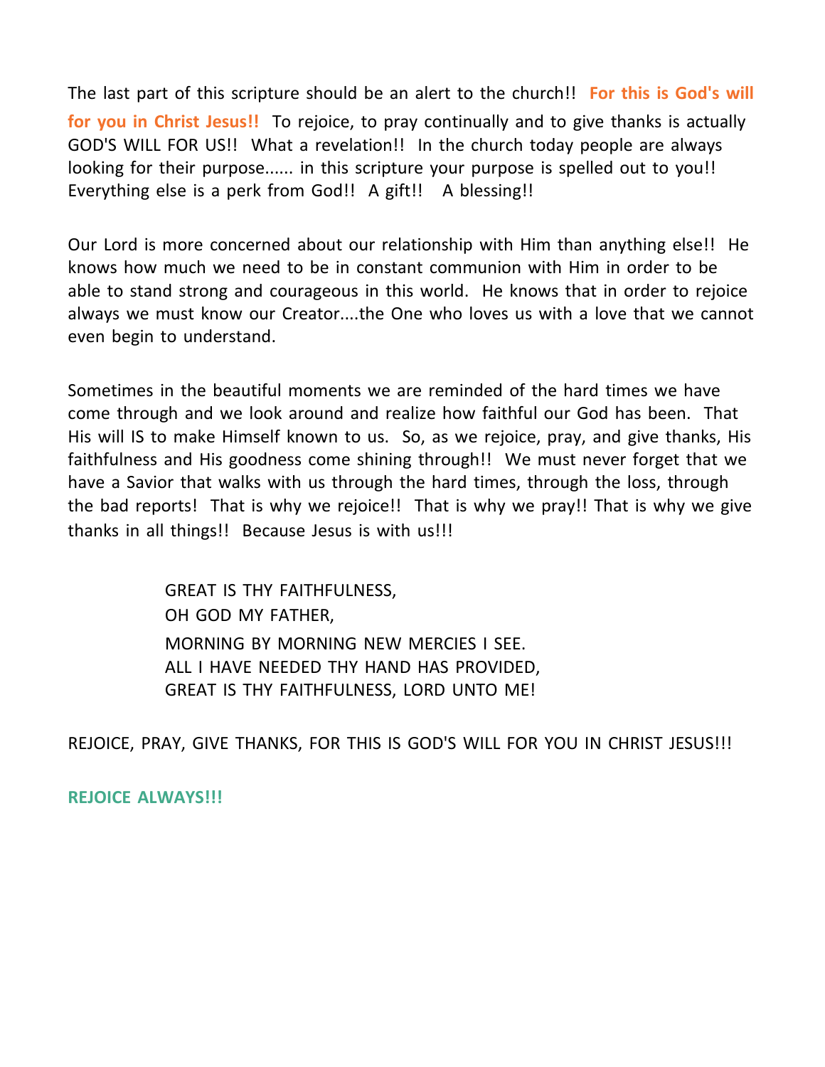The last part of this scripture should be an alert to the church!! **For this is God's will for you in Christ Jesus!!** To rejoice, to pray continually and to give thanks is actually GOD'S WILL FOR US!! What a revelation!! In the church today people are always looking for their purpose...... in this scripture your purpose is spelled out to you!! Everything else is a perk from God!! A gift!! A blessing!!

Our Lord is more concerned about our relationship with Him than anything else!! He knows how much we need to be in constant communion with Him in order to be able to stand strong and courageous in this world. He knows that in order to rejoice always we must know our Creator....the One who loves us with a love that we cannot even begin to understand.

Sometimes in the beautiful moments we are reminded of the hard times we have come through and we look around and realize how faithful our God has been. That His will IS to make Himself known to us. So, as we rejoice, pray, and give thanks, His faithfulness and His goodness come shining through!! We must never forget that we have a Savior that walks with us through the hard times, through the loss, through the bad reports! That is why we rejoice!! That is why we pray!! That is why we give thanks in all things!! Because Jesus is with us!!!

> GREAT IS THY FAITHFULNESS,
> OH GOD MY FATHER,
> MORNING BY MORNING NEW MERCIES I SEE.
> ALL I HAVE NEEDED THY HAND HAS PROVIDED,
> GREAT IS THY FAITHFULNESS, LORD UNTO ME!

REJOICE, PRAY, GIVE THANKS, FOR THIS IS GOD'S WILL FOR YOU IN CHRIST JESUS!!!

**REJOICE ALWAYS!!!**